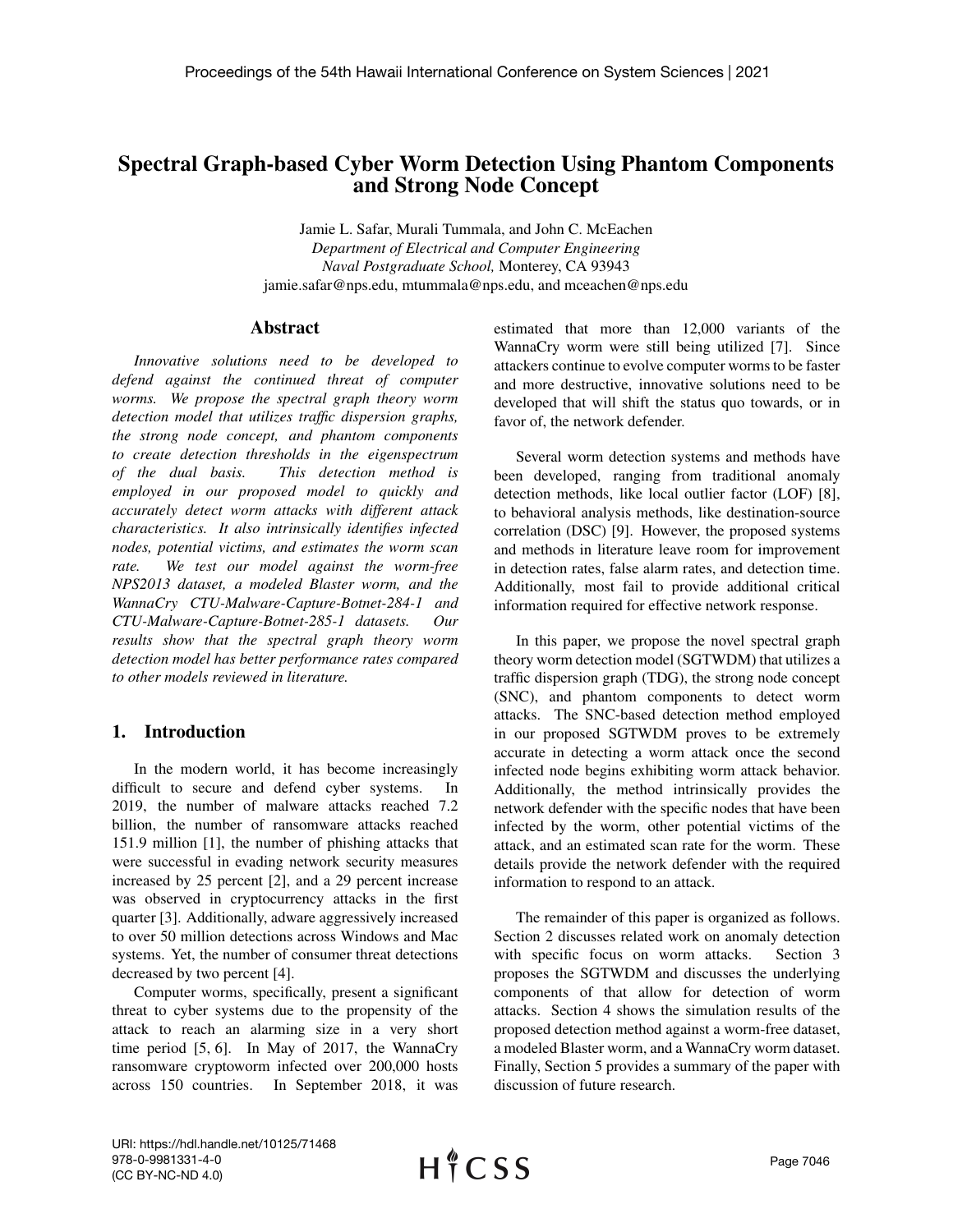# Spectral Graph-based Cyber Worm Detection Using Phantom Components and Strong Node Concept

Jamie L. Safar, Murali Tummala, and John C. McEachen
*Department of Electrical and Computer Engineering*
*Naval Postgraduate School,* Monterey, CA 93943
jamie.safar@nps.edu, mtummala@nps.edu, and mceachen@nps.edu

## Abstract

*Innovative solutions need to be developed to defend against the continued threat of computer worms. We propose the spectral graph theory worm detection model that utilizes traffic dispersion graphs, the strong node concept, and phantom components to create detection thresholds in the eigenspectrum of the dual basis. This detection method is employed in our proposed model to quickly and accurately detect worm attacks with different attack characteristics. It also intrinsically identifies infected nodes, potential victims, and estimates the worm scan rate. We test our model against the worm-free NPS2013 dataset, a modeled Blaster worm, and the WannaCry CTU-Malware-Capture-Botnet-284-1 and CTU-Malware-Capture-Botnet-285-1 datasets. Our results show that the spectral graph theory worm detection model has better performance rates compared to other models reviewed in literature.*

## 1. Introduction

In the modern world, it has become increasingly difficult to secure and defend cyber systems. In 2019, the number of malware attacks reached 7.2 billion, the number of ransomware attacks reached 151.9 million [1], the number of phishing attacks that were successful in evading network security measures increased by 25 percent [2], and a 29 percent increase was observed in cryptocurrency attacks in the first quarter [3]. Additionally, adware aggressively increased to over 50 million detections across Windows and Mac systems. Yet, the number of consumer threat detections decreased by two percent [4].

Computer worms, specifically, present a significant threat to cyber systems due to the propensity of the attack to reach an alarming size in a very short time period [5, 6]. In May of 2017, the WannaCry ransomware cryptoworm infected over 200,000 hosts across 150 countries. In September 2018, it was estimated that more than 12,000 variants of the WannaCry worm were still being utilized [7]. Since attackers continue to evolve computer worms to be faster and more destructive, innovative solutions need to be developed that will shift the status quo towards, or in favor of, the network defender.

Several worm detection systems and methods have been developed, ranging from traditional anomaly detection methods, like local outlier factor (LOF) [8], to behavioral analysis methods, like destination-source correlation (DSC) [9]. However, the proposed systems and methods in literature leave room for improvement in detection rates, false alarm rates, and detection time. Additionally, most fail to provide additional critical information required for effective network response.

In this paper, we propose the novel spectral graph theory worm detection model (SGTWDM) that utilizes a traffic dispersion graph (TDG), the strong node concept (SNC), and phantom components to detect worm attacks. The SNC-based detection method employed in our proposed SGTWDM proves to be extremely accurate in detecting a worm attack once the second infected node begins exhibiting worm attack behavior. Additionally, the method intrinsically provides the network defender with the specific nodes that have been infected by the worm, other potential victims of the attack, and an estimated scan rate for the worm. These details provide the network defender with the required information to respond to an attack.

The remainder of this paper is organized as follows. Section 2 discusses related work on anomaly detection with specific focus on worm attacks. Section 3 proposes the SGTWDM and discusses the underlying components of that allow for detection of worm attacks. Section 4 shows the simulation results of the proposed detection method against a worm-free dataset, a modeled Blaster worm, and a WannaCry worm dataset. Finally, Section 5 provides a summary of the paper with discussion of future research.

URI: https://hdl.handle.net/10125/71468
978-0-9981331-4-0
(CC BY-NC-ND 4.0)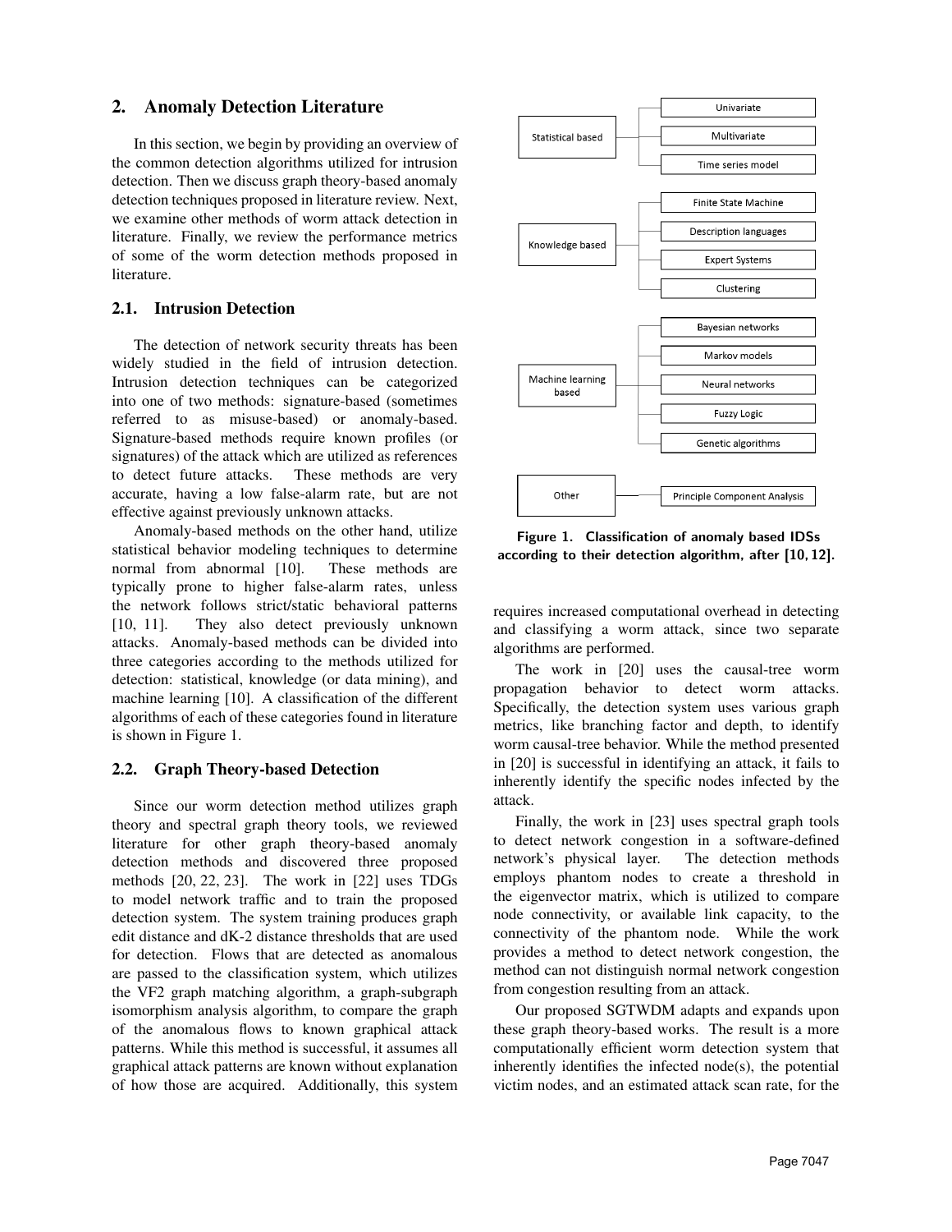## 2. Anomaly Detection Literature

In this section, we begin by providing an overview of the common detection algorithms utilized for intrusion detection. Then we discuss graph theory-based anomaly detection techniques proposed in literature review. Next, we examine other methods of worm attack detection in literature. Finally, we review the performance metrics of some of the worm detection methods proposed in literature.

### 2.1. Intrusion Detection

The detection of network security threats has been widely studied in the field of intrusion detection. Intrusion detection techniques can be categorized into one of two methods: signature-based (sometimes referred to as misuse-based) or anomaly-based. Signature-based methods require known profiles (or signatures) of the attack which are utilized as references to detect future attacks. These methods are very accurate, having a low false-alarm rate, but are not effective against previously unknown attacks.

Anomaly-based methods on the other hand, utilize statistical behavior modeling techniques to determine normal from abnormal [10]. These methods are typically prone to higher false-alarm rates, unless the network follows strict/static behavioral patterns [10, 11]. They also detect previously unknown attacks. Anomaly-based methods can be divided into three categories according to the methods utilized for detection: statistical, knowledge (or data mining), and machine learning [10]. A classification of the different algorithms of each of these categories found in literature is shown in Figure 1.

- Statistical based
  - Univariate
  - Multivariate
  - Time series model
- Knowledge based
  - Finite State Machine
  - Description languages
  - Expert Systems
  - Clustering
- Machine learning based
  - Bayesian networks
  - Markov models
  - Neural networks
  - Fuzzy Logic
  - Genetic algorithms
- Other
  - Principle Component Analysis

**Figure 1. Classification of anomaly based IDSs according to their detection algorithm, after [10, 12].**

### 2.2. Graph Theory-based Detection

Since our worm detection method utilizes graph theory and spectral graph theory tools, we reviewed literature for other graph theory-based anomaly detection methods and discovered three proposed methods [20, 22, 23]. The work in [22] uses TDGs to model network traffic and to train the proposed detection system. The system training produces graph edit distance and dK-2 distance thresholds that are used for detection. Flows that are detected as anomalous are passed to the classification system, which utilizes the VF2 graph matching algorithm, a graph-subgraph isomorphism analysis algorithm, to compare the graph of the anomalous flows to known graphical attack patterns. While this method is successful, it assumes all graphical attack patterns are known without explanation of how those are acquired. Additionally, this system requires increased computational overhead in detecting and classifying a worm attack, since two separate algorithms are performed.

The work in [20] uses the causal-tree worm propagation behavior to detect worm attacks. Specifically, the detection system uses various graph metrics, like branching factor and depth, to identify worm causal-tree behavior. While the method presented in [20] is successful in identifying an attack, it fails to inherently identify the specific nodes infected by the attack.

Finally, the work in [23] uses spectral graph tools to detect network congestion in a software-defined network's physical layer. The detection methods employs phantom nodes to create a threshold in the eigenvector matrix, which is utilized to compare node connectivity, or available link capacity, to the connectivity of the phantom node. While the work provides a method to detect network congestion, the method can not distinguish normal network congestion from congestion resulting from an attack.

Our proposed SGTWDM adapts and expands upon these graph theory-based works. The result is a more computationally efficient worm detection system that inherently identifies the infected node(s), the potential victim nodes, and an estimated attack scan rate, for the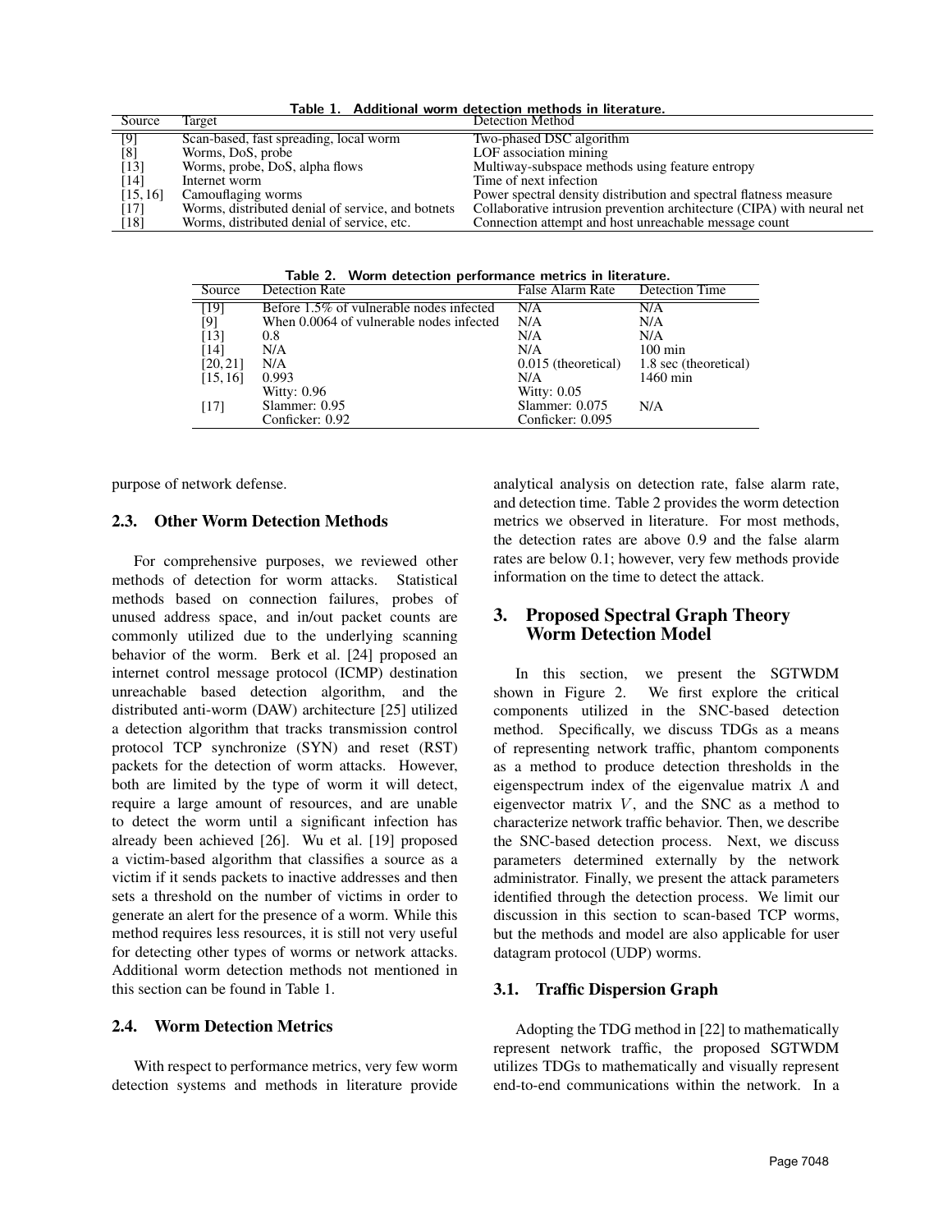**Table 1. Additional worm detection methods in literature.**

| Source | Target | Detection Method |
|---|---|---|
| [9] | Scan-based, fast spreading, local worm | Two-phased DSC algorithm |
| [8] | Worms, DoS, probe | LOF association mining |
| [13] | Worms, probe, DoS, alpha flows | Multiway-subspace methods using feature entropy |
| [14] | Internet worm | Time of next infection |
| [15, 16] | Camouflaging worms | Power spectral density distribution and spectral flatness measure |
| [17] | Worms, distributed denial of service, and botnets | Collaborative intrusion prevention architecture (CIPA) with neural net |
| [18] | Worms, distributed denial of service, etc. | Connection attempt and host unreachable message count |

**Table 2. Worm detection performance metrics in literature.**

| Source | Detection Rate | False Alarm Rate | Detection Time |
|---|---|---|---|
| [19] | Before 1.5% of vulnerable nodes infected | N/A | N/A |
| [9] | When 0.0064 of vulnerable nodes infected | N/A | N/A |
| [13] | 0.8 | N/A | N/A |
| [14] | N/A | N/A | 100 min |
| [20, 21] | N/A | 0.015 (theoretical) | 1.8 sec (theoretical) |
| [15, 16] | 0.993 | N/A | 1460 min |
| [17] | Witty: 0.96<br>Slammer: 0.95<br>Conficker: 0.92 | Witty: 0.05<br>Slammer: 0.075<br>Conficker: 0.095 | N/A |

purpose of network defense.

### 2.3. Other Worm Detection Methods

For comprehensive purposes, we reviewed other methods of detection for worm attacks. Statistical methods based on connection failures, probes of unused address space, and in/out packet counts are commonly utilized due to the underlying scanning behavior of the worm. Berk et al. [24] proposed an internet control message protocol (ICMP) destination unreachable based detection algorithm, and the distributed anti-worm (DAW) architecture [25] utilized a detection algorithm that tracks transmission control protocol TCP synchronize (SYN) and reset (RST) packets for the detection of worm attacks. However, both are limited by the type of worm it will detect, require a large amount of resources, and are unable to detect the worm until a significant infection has already been achieved [26]. Wu et al. [19] proposed a victim-based algorithm that classifies a source as a victim if it sends packets to inactive addresses and then sets a threshold on the number of victims in order to generate an alert for the presence of a worm. While this method requires less resources, it is still not very useful for detecting other types of worms or network attacks. Additional worm detection methods not mentioned in this section can be found in Table 1.

### 2.4. Worm Detection Metrics

With respect to performance metrics, very few worm detection systems and methods in literature provide analytical analysis on detection rate, false alarm rate, and detection time. Table 2 provides the worm detection metrics we observed in literature. For most methods, the detection rates are above 0.9 and the false alarm rates are below 0.1; however, very few methods provide information on the time to detect the attack.

## 3. Proposed Spectral Graph Theory Worm Detection Model

In this section, we present the SGTWDM shown in Figure 2. We first explore the critical components utilized in the SNC-based detection method. Specifically, we discuss TDGs as a means of representing network traffic, phantom components as a method to produce detection thresholds in the eigenspectrum index of the eigenvalue matrix $\Lambda$ and eigenvector matrix $V$, and the SNC as a method to characterize network traffic behavior. Then, we describe the SNC-based detection process. Next, we discuss parameters determined externally by the network administrator. Finally, we present the attack parameters identified through the detection process. We limit our discussion in this section to scan-based TCP worms, but the methods and model are also applicable for user datagram protocol (UDP) worms.

### 3.1. Traffic Dispersion Graph

Adopting the TDG method in [22] to mathematically represent network traffic, the proposed SGTWDM utilizes TDGs to mathematically and visually represent end-to-end communications within the network. In a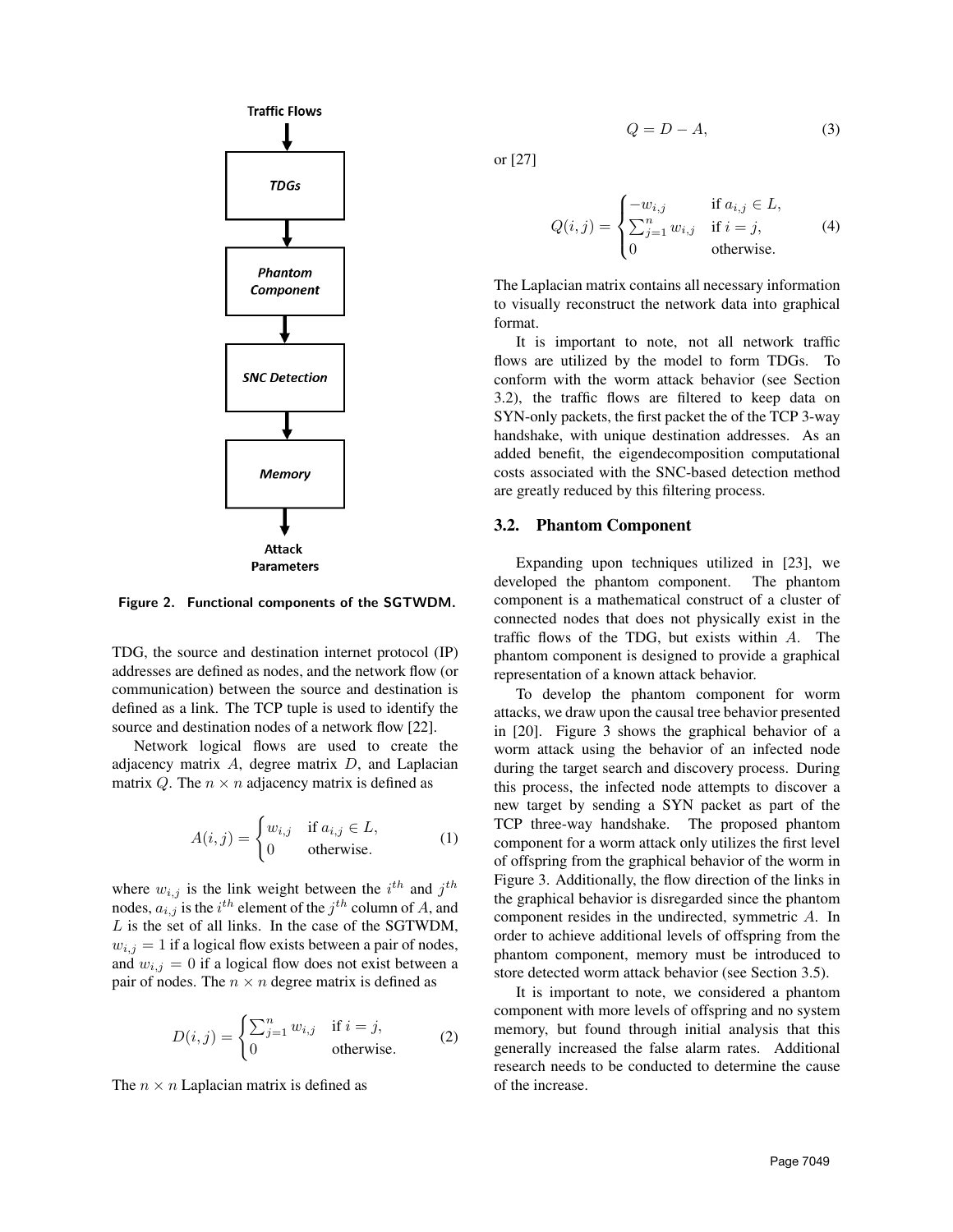Traffic Flows

TDGs

Phantom Component

SNC Detection

Memory

Attack Parameters

**Figure 2. Functional components of the SGTWDM.**

TDG, the source and destination internet protocol (IP) addresses are defined as nodes, and the network flow (or communication) between the source and destination is defined as a link. The TCP tuple is used to identify the source and destination nodes of a network flow [22].

Network logical flows are used to create the adjacency matrix $A$, degree matrix $D$, and Laplacian matrix $Q$. The $n \times n$ adjacency matrix is defined as

$$A(i,j) = \begin{cases} w_{i,j} & \text{if } a_{i,j} \in L, \\ 0 & \text{otherwise.} \end{cases} \tag{1}$$

where $w_{i,j}$ is the link weight between the $i^{th}$ and $j^{th}$ nodes, $a_{i,j}$ is the $i^{th}$ element of the $j^{th}$ column of $A$, and $L$ is the set of all links. In the case of the SGTWDM, $w_{i,j} = 1$ if a logical flow exists between a pair of nodes, and $w_{i,j} = 0$ if a logical flow does not exist between a pair of nodes. The $n \times n$ degree matrix is defined as

$$D(i,j) = \begin{cases} \sum_{j=1}^{n} w_{i,j} & \text{if } i = j, \\ 0 & \text{otherwise.} \end{cases} \tag{2}$$

The $n \times n$ Laplacian matrix is defined as

$$Q = D - A, \tag{3}$$

or [27]

$$Q(i,j) = \begin{cases} -w_{i,j} & \text{if } a_{i,j} \in L, \\ \sum_{j=1}^{n} w_{i,j} & \text{if } i = j, \\ 0 & \text{otherwise.} \end{cases} \tag{4}$$

The Laplacian matrix contains all necessary information to visually reconstruct the network data into graphical format.

It is important to note, not all network traffic flows are utilized by the model to form TDGs. To conform with the worm attack behavior (see Section 3.2), the traffic flows are filtered to keep data on SYN-only packets, the first packet the of the TCP 3-way handshake, with unique destination addresses. As an added benefit, the eigendecomposition computational costs associated with the SNC-based detection method are greatly reduced by this filtering process.

### 3.2. Phantom Component

Expanding upon techniques utilized in [23], we developed the phantom component. The phantom component is a mathematical construct of a cluster of connected nodes that does not physically exist in the traffic flows of the TDG, but exists within $A$. The phantom component is designed to provide a graphical representation of a known attack behavior.

To develop the phantom component for worm attacks, we draw upon the causal tree behavior presented in [20]. Figure 3 shows the graphical behavior of a worm attack using the behavior of an infected node during the target search and discovery process. During this process, the infected node attempts to discover a new target by sending a SYN packet as part of the TCP three-way handshake. The proposed phantom component for a worm attack only utilizes the first level of offspring from the graphical behavior of the worm in Figure 3. Additionally, the flow direction of the links in the graphical behavior is disregarded since the phantom component resides in the undirected, symmetric $A$. In order to achieve additional levels of offspring from the phantom component, memory must be introduced to store detected worm attack behavior (see Section 3.5).

It is important to note, we considered a phantom component with more levels of offspring and no system memory, but found through initial analysis that this generally increased the false alarm rates. Additional research needs to be conducted to determine the cause of the increase.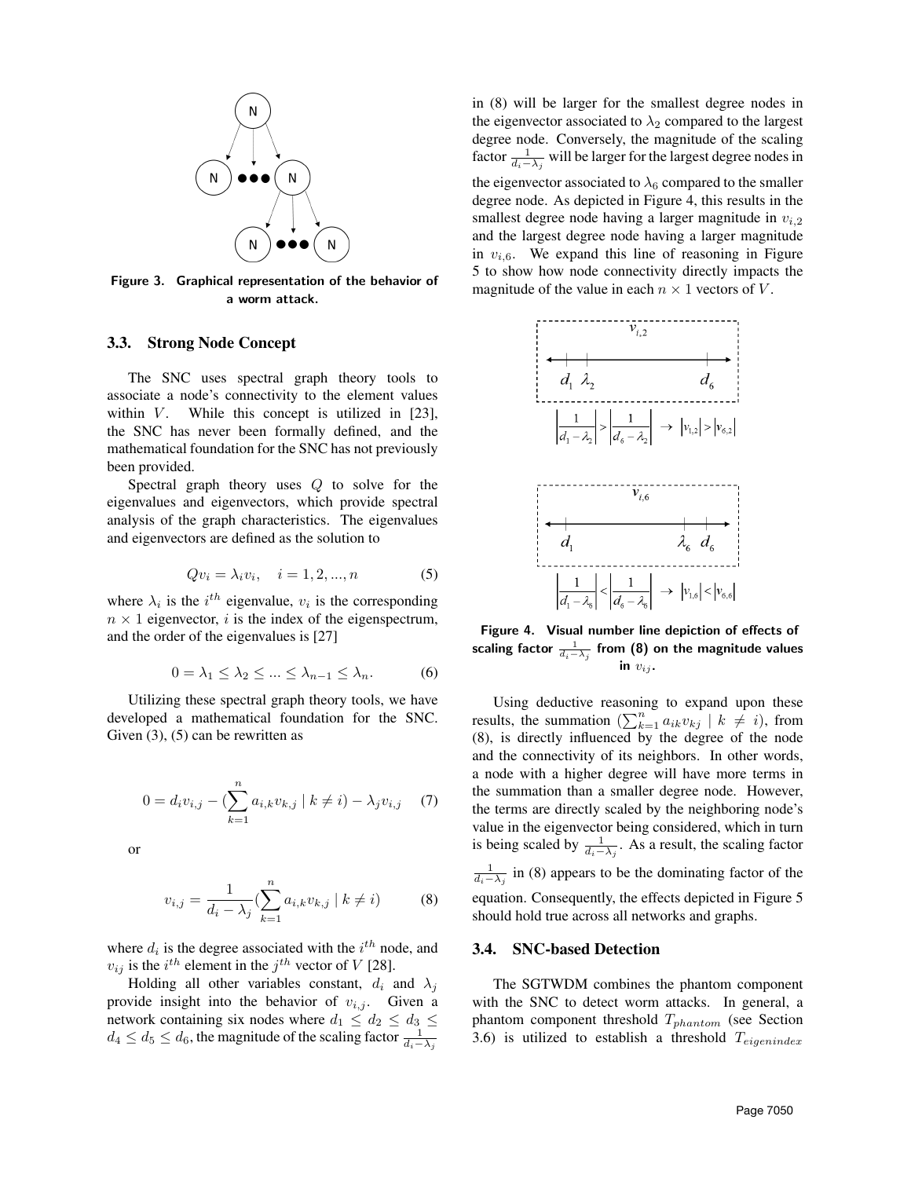Figure 3. Graphical representation of the behavior of a worm attack.

### 3.3. Strong Node Concept

The SNC uses spectral graph theory tools to associate a node's connectivity to the element values within $V$. While this concept is utilized in [23], the SNC has never been formally defined, and the mathematical foundation for the SNC has not previously been provided.

Spectral graph theory uses $Q$ to solve for the eigenvalues and eigenvectors, which provide spectral analysis of the graph characteristics. The eigenvalues and eigenvectors are defined as the solution to

$$Qv_i = \lambda_i v_i, \quad i = 1, 2, ..., n \tag{5}$$

where $\lambda_i$ is the $i^{th}$ eigenvalue, $v_i$ is the corresponding $n \times 1$ eigenvector, $i$ is the index of the eigenspectrum, and the order of the eigenvalues is [27]

$$0 = \lambda_1 \leq \lambda_2 \leq ... \leq \lambda_{n-1} \leq \lambda_n. \tag{6}$$

Utilizing these spectral graph theory tools, we have developed a mathematical foundation for the SNC. Given (3), (5) can be rewritten as

$$0 = d_i v_{i,j} - \left(\sum_{k=1}^{n} a_{i,k} v_{k,j} \mid k \neq i\right) - \lambda_j v_{i,j} \tag{7}$$

or

$$v_{i,j} = \frac{1}{d_i - \lambda_j}\left(\sum_{k=1}^{n} a_{i,k} v_{k,j} \mid k \neq i\right) \tag{8}$$

where $d_i$ is the degree associated with the $i^{th}$ node, and $v_{ij}$ is the $i^{th}$ element in the $j^{th}$ vector of $V$ [28].

Holding all other variables constant, $d_i$ and $\lambda_j$ provide insight into the behavior of $v_{i,j}$. Given a network containing six nodes where $d_1 \leq d_2 \leq d_3 \leq d_4 \leq d_5 \leq d_6$, the magnitude of the scaling factor $\frac{1}{d_i - \lambda_j}$ in (8) will be larger for the smallest degree nodes in the eigenvector associated to $\lambda_2$ compared to the largest degree node. Conversely, the magnitude of the scaling factor $\frac{1}{d_i - \lambda_j}$ will be larger for the largest degree nodes in the eigenvector associated to $\lambda_6$ compared to the smaller degree node. As depicted in Figure 4, this results in the smallest degree node having a larger magnitude in $v_{i,2}$ and the largest degree node having a larger magnitude in $v_{i,6}$. We expand this line of reasoning in Figure 5 to show how node connectivity directly impacts the magnitude of the value in each $n \times 1$ vectors of $V$.

$$\left|\frac{1}{d_1 - \lambda_2}\right| > \left|\frac{1}{d_6 - \lambda_2}\right| \rightarrow |v_{1,2}| > |v_{6,2}|$$

$$\left|\frac{1}{d_1 - \lambda_6}\right| < \left|\frac{1}{d_6 - \lambda_6}\right| \rightarrow |v_{1,6}| < |v_{6,6}|$$

Figure 4. Visual number line depiction of effects of scaling factor $\frac{1}{d_i - \lambda_j}$ from (8) on the magnitude values in $v_{ij}$.

Using deductive reasoning to expand upon these results, the summation $(\sum_{k=1}^{n} a_{ik} v_{kj} \mid k \neq i)$, from (8), is directly influenced by the degree of the node and the connectivity of its neighbors. In other words, a node with a higher degree will have more terms in the summation than a smaller degree node. However, the terms are directly scaled by the neighboring node's value in the eigenvector being considered, which in turn is being scaled by $\frac{1}{d_i - \lambda_j}$. As a result, the scaling factor $\frac{1}{d_i - \lambda_j}$ in (8) appears to be the dominating factor of the equation. Consequently, the effects depicted in Figure 5 should hold true across all networks and graphs.

### 3.4. SNC-based Detection

The SGTWDM combines the phantom component with the SNC to detect worm attacks. In general, a phantom component threshold $T_{phantom}$ (see Section 3.6) is utilized to establish a threshold $T_{eigenindex}$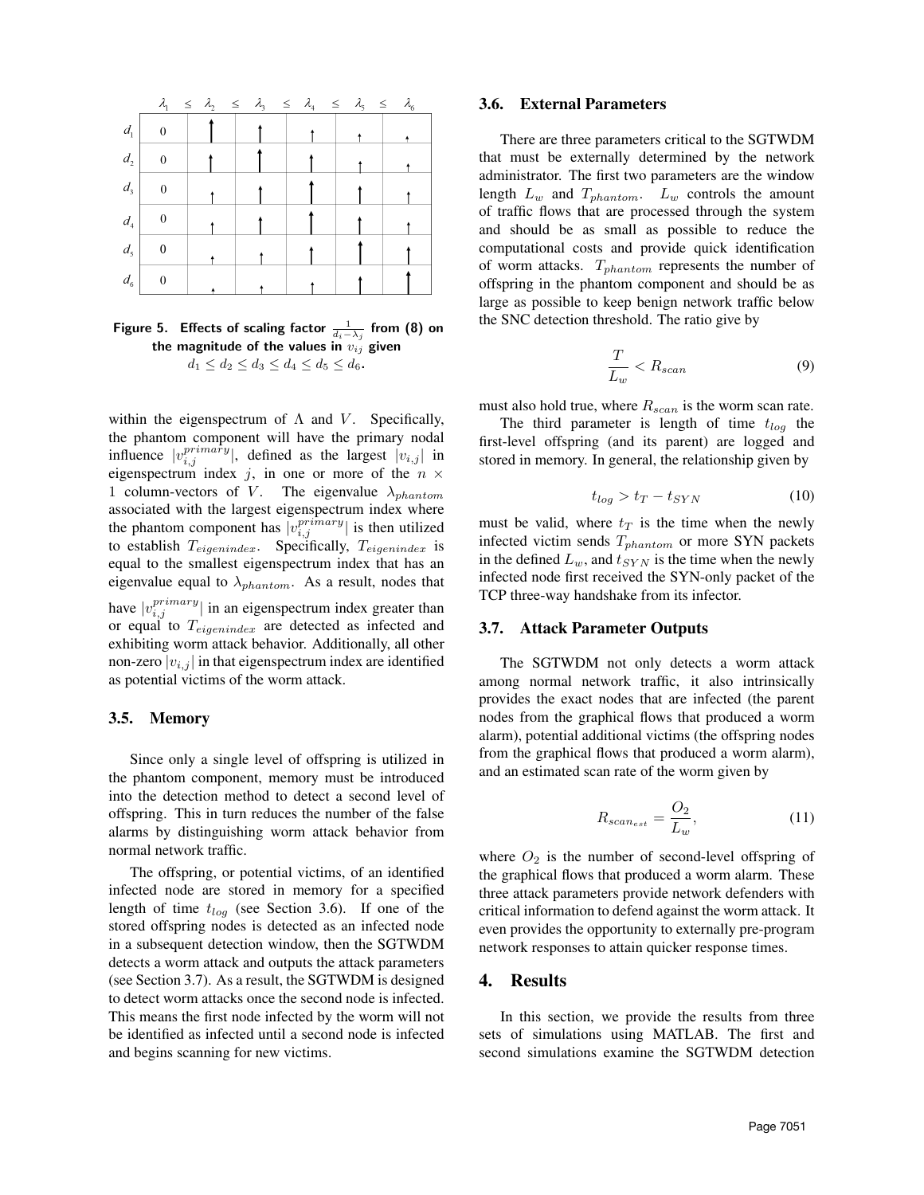| | $\lambda_1$ | $\leq$ $\lambda_2$ | $\leq$ $\lambda_3$ | $\leq$ $\lambda_4$ | $\leq$ $\lambda_5$ | $\leq$ $\lambda_6$ |
|---|---|---|---|---|---|---|
| $d_1$ | 0 | ↑ | ↑ | ↑ | ↑ | ↑ |
| $d_2$ | 0 | ↑ | ↑ | ↑ | ↑ | ↑ |
| $d_3$ | 0 | ↑ | ↑ | ↑ | ↑ | ↑ |
| $d_4$ | 0 | ↑ | ↑ | ↑ | ↑ | ↑ |
| $d_5$ | 0 | ↑ | ↑ | ↑ | ↑ | ↑ |
| $d_6$ | 0 | ↑ | ↑ | ↑ | ↑ | ↑ |

**Figure 5. Effects of scaling factor $\frac{1}{d_i - \lambda_j}$ from (8) on the magnitude of the values in $v_{ij}$ given** $d_1 \leq d_2 \leq d_3 \leq d_4 \leq d_5 \leq d_6$.

within the eigenspectrum of $\Lambda$ and $V$. Specifically, the phantom component will have the primary nodal influence $|v_{i,j}^{primary}|$, defined as the largest $|v_{i,j}|$ in eigenspectrum index $j$, in one or more of the $n \times 1$ column-vectors of $V$. The eigenvalue $\lambda_{phantom}$ associated with the largest eigenspectrum index where the phantom component has $|v_{i,j}^{primary}|$ is then utilized to establish $T_{eigenindex}$. Specifically, $T_{eigenindex}$ is equal to the smallest eigenspectrum index that has an eigenvalue equal to $\lambda_{phantom}$. As a result, nodes that have $|v_{i,j}^{primary}|$ in an eigenspectrum index greater than or equal to $T_{eigenindex}$ are detected as infected and exhibiting worm attack behavior. Additionally, all other non-zero $|v_{i,j}|$ in that eigenspectrum index are identified as potential victims of the worm attack.

### 3.5. Memory

Since only a single level of offspring is utilized in the phantom component, memory must be introduced into the detection method to detect a second level of offspring. This in turn reduces the number of the false alarms by distinguishing worm attack behavior from normal network traffic.

The offspring, or potential victims, of an identified infected node are stored in memory for a specified length of time $t_{log}$ (see Section 3.6). If one of the stored offspring nodes is detected as an infected node in a subsequent detection window, then the SGTWDM detects a worm attack and outputs the attack parameters (see Section 3.7). As a result, the SGTWDM is designed to detect worm attacks once the second node is infected. This means the first node infected by the worm will not be identified as infected until a second node is infected and begins scanning for new victims.

### 3.6. External Parameters

There are three parameters critical to the SGTWDM that must be externally determined by the network administrator. The first two parameters are the window length $L_w$ and $T_{phantom}$. $L_w$ controls the amount of traffic flows that are processed through the system and should be as small as possible to reduce the computational costs and provide quick identification of worm attacks. $T_{phantom}$ represents the number of offspring in the phantom component and should be as large as possible to keep benign network traffic below the SNC detection threshold. The ratio give by

$$\frac{T}{L_w} < R_{scan} \tag{9}$$

must also hold true, where $R_{scan}$ is the worm scan rate.

The third parameter is length of time $t_{log}$ the first-level offspring (and its parent) are logged and stored in memory. In general, the relationship given by

$$t_{log} > t_T - t_{SYN} \tag{10}$$

must be valid, where $t_T$ is the time when the newly infected victim sends $T_{phantom}$ or more SYN packets in the defined $L_w$, and $t_{SYN}$ is the time when the newly infected node first received the SYN-only packet of the TCP three-way handshake from its infector.

### 3.7. Attack Parameter Outputs

The SGTWDM not only detects a worm attack among normal network traffic, it also intrinsically provides the exact nodes that are infected (the parent nodes from the graphical flows that produced a worm alarm), potential additional victims (the offspring nodes from the graphical flows that produced a worm alarm), and an estimated scan rate of the worm given by

$$R_{scan_{est}} = \frac{O_2}{L_w}, \tag{11}$$

where $O_2$ is the number of second-level offspring of the graphical flows that produced a worm alarm. These three attack parameters provide network defenders with critical information to defend against the worm attack. It even provides the opportunity to externally pre-program network responses to attain quicker response times.

## 4. Results

In this section, we provide the results from three sets of simulations using MATLAB. The first and second simulations examine the SGTWDM detection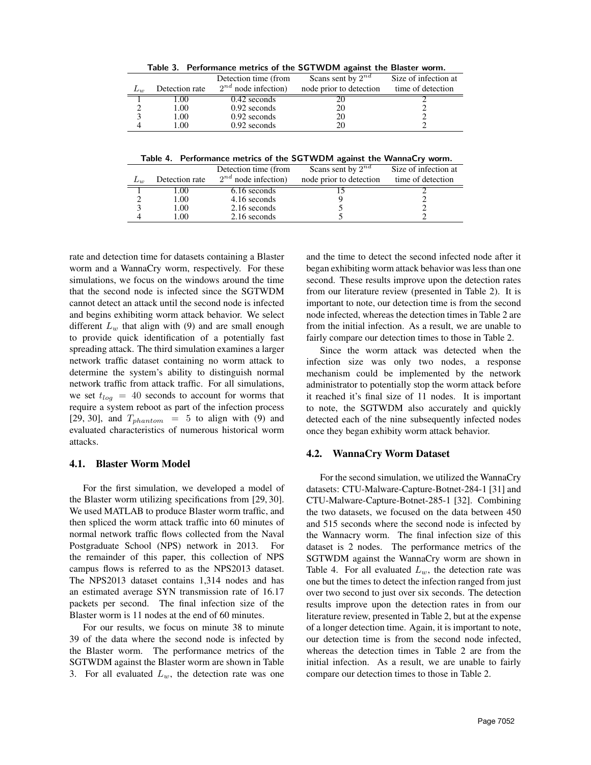Table 3. Performance metrics of the SGTWDM against the Blaster worm.

| $L_w$ | Detection rate | Detection time (from $2^{nd}$ node infection) | Scans sent by $2^{nd}$ node prior to detection | Size of infection at time of detection |
|---|---|---|---|---|
| 1 | 1.00 | 0.42 seconds | 20 | 2 |
| 2 | 1.00 | 0.92 seconds | 20 | 2 |
| 3 | 1.00 | 0.92 seconds | 20 | 2 |
| 4 | 1.00 | 0.92 seconds | 20 | 2 |

Table 4. Performance metrics of the SGTWDM against the WannaCry worm.

| $L_w$ | Detection rate | Detection time (from $2^{nd}$ node infection) | Scans sent by $2^{nd}$ node prior to detection | Size of infection at time of detection |
|---|---|---|---|---|
| 1 | 1.00 | 6.16 seconds | 15 | 2 |
| 2 | 1.00 | 4.16 seconds | 9 | 2 |
| 3 | 1.00 | 2.16 seconds | 5 | 2 |
| 4 | 1.00 | 2.16 seconds | 5 | 2 |

rate and detection time for datasets containing a Blaster worm and a WannaCry worm, respectively. For these simulations, we focus on the windows around the time that the second node is infected since the SGTWDM cannot detect an attack until the second node is infected and begins exhibiting worm attack behavior. We select different $L_w$ that align with (9) and are small enough to provide quick identification of a potentially fast spreading attack. The third simulation examines a larger network traffic dataset containing no worm attack to determine the system's ability to distinguish normal network traffic from attack traffic. For all simulations, we set $t_{log} = 40$ seconds to account for worms that require a system reboot as part of the infection process [29, 30], and $T_{phantom} = 5$ to align with (9) and evaluated characteristics of numerous historical worm attacks.

### 4.1. Blaster Worm Model

For the first simulation, we developed a model of the Blaster worm utilizing specifications from [29, 30]. We used MATLAB to produce Blaster worm traffic, and then spliced the worm attack traffic into 60 minutes of normal network traffic flows collected from the Naval Postgraduate School (NPS) network in 2013. For the remainder of this paper, this collection of NPS campus flows is referred to as the NPS2013 dataset. The NPS2013 dataset contains 1,314 nodes and has an estimated average SYN transmission rate of 16.17 packets per second. The final infection size of the Blaster worm is 11 nodes at the end of 60 minutes.

For our results, we focus on minute 38 to minute 39 of the data where the second node is infected by the Blaster worm. The performance metrics of the SGTWDM against the Blaster worm are shown in Table 3. For all evaluated $L_w$, the detection rate was one and the time to detect the second infected node after it began exhibiting worm attack behavior was less than one second. These results improve upon the detection rates from our literature review (presented in Table 2). It is important to note, our detection time is from the second node infected, whereas the detection times in Table 2 are from the initial infection. As a result, we are unable to fairly compare our detection times to those in Table 2.

Since the worm attack was detected when the infection size was only two nodes, a response mechanism could be implemented by the network administrator to potentially stop the worm attack before it reached it's final size of 11 nodes. It is important to note, the SGTWDM also accurately and quickly detected each of the nine subsequently infected nodes once they began exhibity worm attack behavior.

### 4.2. WannaCry Worm Dataset

For the second simulation, we utilized the WannaCry datasets: CTU-Malware-Capture-Botnet-284-1 [31] and CTU-Malware-Capture-Botnet-285-1 [32]. Combining the two datasets, we focused on the data between 450 and 515 seconds where the second node is infected by the Wannacry worm. The final infection size of this dataset is 2 nodes. The performance metrics of the SGTWDM against the WannaCry worm are shown in Table 4. For all evaluated $L_w$, the detection rate was one but the times to detect the infection ranged from just over two second to just over six seconds. The detection results improve upon the detection rates in from our literature review, presented in Table 2, but at the expense of a longer detection time. Again, it is important to note, our detection time is from the second node infected, whereas the detection times in Table 2 are from the initial infection. As a result, we are unable to fairly compare our detection times to those in Table 2.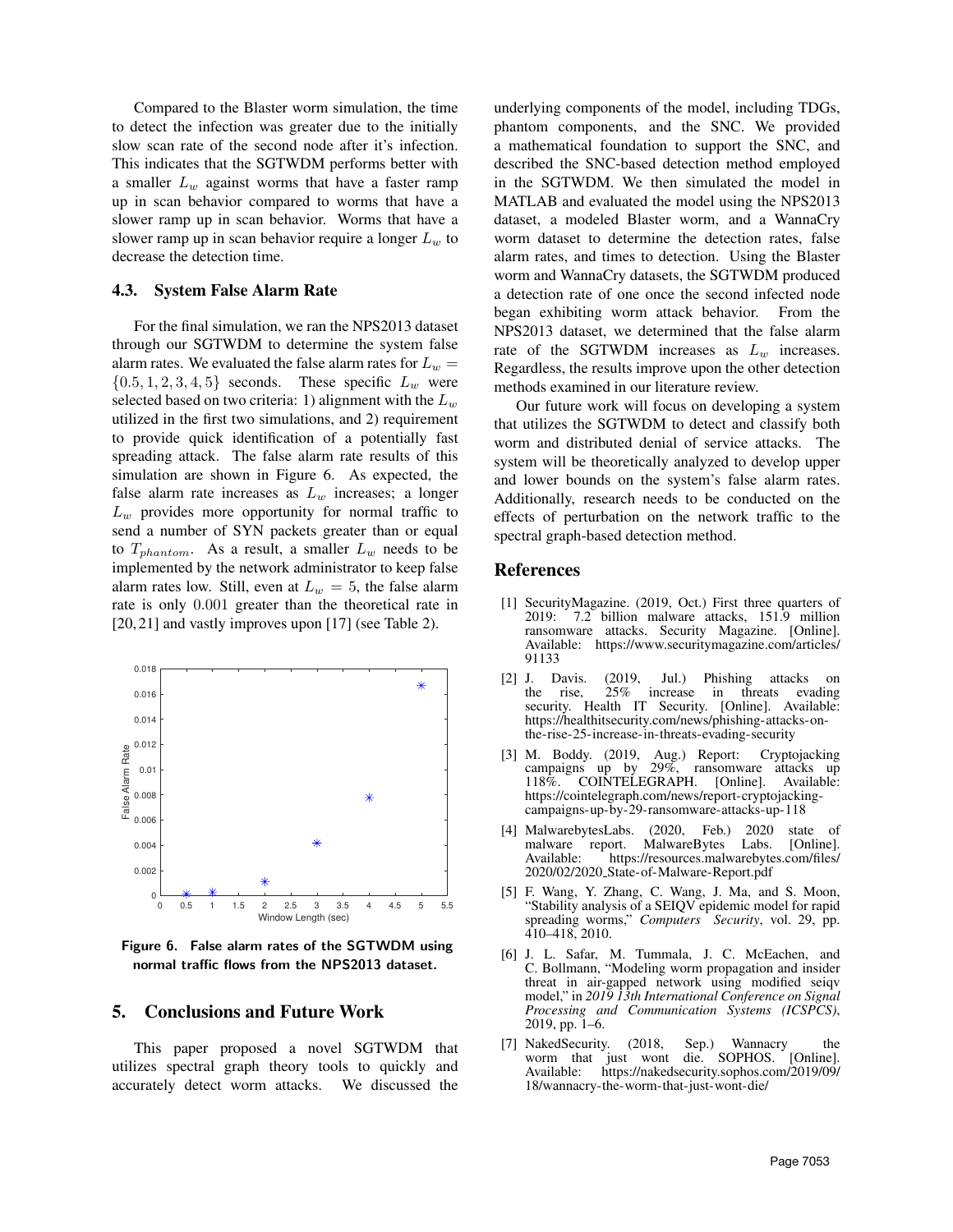Compared to the Blaster worm simulation, the time to detect the infection was greater due to the initially slow scan rate of the second node after it's infection. This indicates that the SGTWDM performs better with a smaller $L_w$ against worms that have a faster ramp up in scan behavior compared to worms that have a slower ramp up in scan behavior. Worms that have a slower ramp up in scan behavior require a longer $L_w$ to decrease the detection time.

### 4.3. System False Alarm Rate

For the final simulation, we ran the NPS2013 dataset through our SGTWDM to determine the system false alarm rates. We evaluated the false alarm rates for $L_w = \{0.5, 1, 2, 3, 4, 5\}$ seconds. These specific $L_w$ were selected based on two criteria: 1) alignment with the $L_w$ utilized in the first two simulations, and 2) requirement to provide quick identification of a potentially fast spreading attack. The false alarm rate results of this simulation are shown in Figure 6. As expected, the false alarm rate increases as $L_w$ increases; a longer $L_w$ provides more opportunity for normal traffic to send a number of SYN packets greater than or equal to $T_{phantom}$. As a result, a smaller $L_w$ needs to be implemented by the network administrator to keep false alarm rates low. Still, even at $L_w = 5$, the false alarm rate is only $0.001$ greater than the theoretical rate in [20, 21] and vastly improves upon [17] (see Table 2).

**Figure 6. False alarm rates of the SGTWDM using normal traffic flows from the NPS2013 dataset.**

## 5. Conclusions and Future Work

This paper proposed a novel SGTWDM that utilizes spectral graph theory tools to quickly and accurately detect worm attacks. We discussed the underlying components of the model, including TDGs, phantom components, and the SNC. We provided a mathematical foundation to support the SNC, and described the SNC-based detection method employed in the SGTWDM. We then simulated the model in MATLAB and evaluated the model using the NPS2013 dataset, a modeled Blaster worm, and a WannaCry worm dataset to determine the detection rates, false alarm rates, and times to detection. Using the Blaster worm and WannaCry datasets, the SGTWDM produced a detection rate of one once the second infected node began exhibiting worm attack behavior. From the NPS2013 dataset, we determined that the false alarm rate of the SGTWDM increases as $L_w$ increases. Regardless, the results improve upon the other detection methods examined in our literature review.

Our future work will focus on developing a system that utilizes the SGTWDM to detect and classify both worm and distributed denial of service attacks. The system will be theoretically analyzed to develop upper and lower bounds on the system's false alarm rates. Additionally, research needs to be conducted on the effects of perturbation on the network traffic to the spectral graph-based detection method.

## References

[1] SecurityMagazine. (2019, Oct.) First three quarters of 2019: 7.2 billion malware attacks, 151.9 million ransomware attacks. Security Magazine. [Online]. Available: https://www.securitymagazine.com/articles/91133

[2] J. Davis. (2019, Jul.) Phishing attacks on the rise, 25% increase in threats evading security. Health IT Security. [Online]. Available: https://healthitsecurity.com/news/phishing-attacks-on-the-rise-25-increase-in-threats-evading-security

[3] M. Boddy. (2019, Aug.) Report: Cryptojacking campaigns up by 29%, ransomware attacks up 118%. COINTELEGRAPH. [Online]. Available: https://cointelegraph.com/news/report-cryptojacking-campaigns-up-by-29-ransomware-attacks-up-118

[4] MalwarebytesLabs. (2020, Feb.) 2020 state of malware report. MalwareBytes Labs. [Online]. Available: https://resources.malwarebytes.com/files/2020/02/2020_State-of-Malware-Report.pdf

[5] F. Wang, Y. Zhang, C. Wang, J. Ma, and S. Moon, "Stability analysis of a SEIQV epidemic model for rapid spreading worms," *Computers Security*, vol. 29, pp. 410–418, 2010.

[6] J. L. Safar, M. Tummala, J. C. McEachen, and C. Bollmann, "Modeling worm propagation and insider threat in air-gapped network using modified seiqv model," in *2019 13th International Conference on Signal Processing and Communication Systems (ICSPCS)*, 2019, pp. 1–6.

[7] NakedSecurity. (2018, Sep.) Wannacry the worm that just wont die. SOPHOS. [Online]. Available: https://nakedsecurity.sophos.com/2019/09/18/wannacry-the-worm-that-just-wont-die/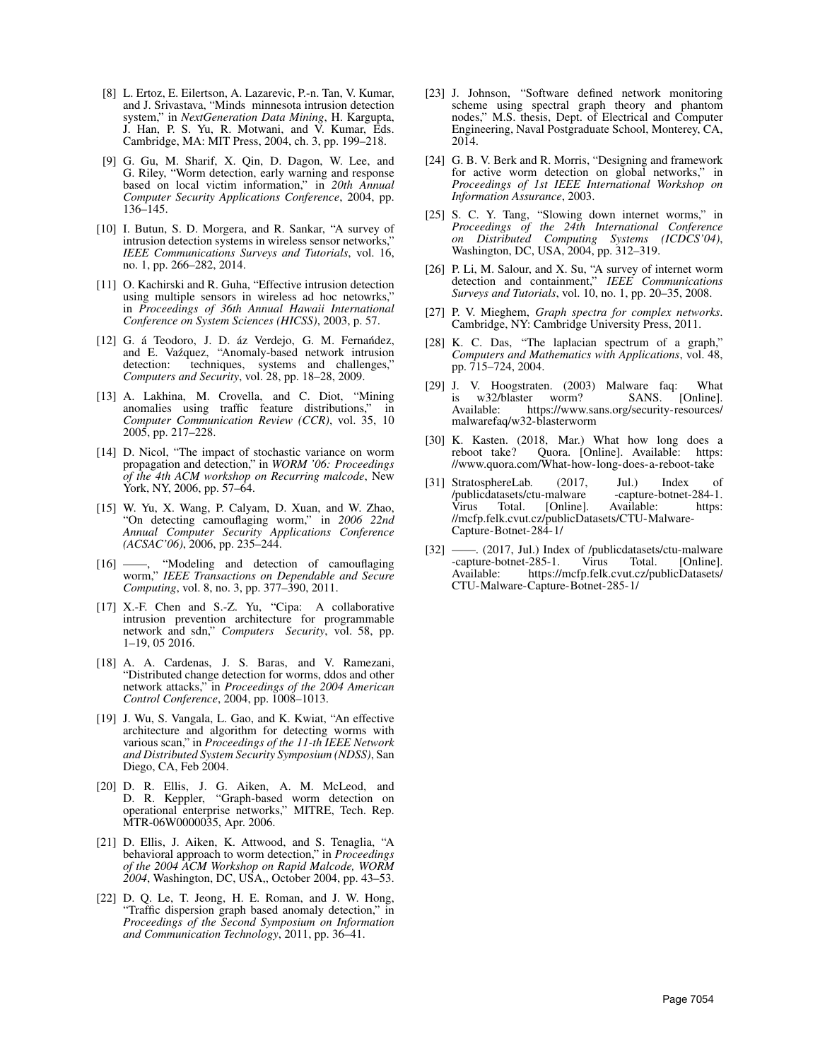[8] L. Ertoz, E. Eilertson, A. Lazarevic, P.-n. Tan, V. Kumar, and J. Srivastava, "Minds minnesota intrusion detection system," in *NextGeneration Data Mining*, H. Kargupta, J. Han, P. S. Yu, R. Motwani, and V. Kumar, Eds. Cambridge, MA: MIT Press, 2004, ch. 3, pp. 199–218.

[9] G. Gu, M. Sharif, X. Qin, D. Dagon, W. Lee, and G. Riley, "Worm detection, early warning and response based on local victim information," in *20th Annual Computer Security Applications Conference*, 2004, pp. 136–145.

[10] I. Butun, S. D. Morgera, and R. Sankar, "A survey of intrusion detection systems in wireless sensor networks," *IEEE Communications Surveys and Tutorials*, vol. 16, no. 1, pp. 266–282, 2014.

[11] O. Kachirski and R. Guha, "Effective intrusion detection using multiple sensors in wireless ad hoc netowrks," in *Proceedings of 36th Annual Hawaii International Conference on System Sciences (HICSS)*, 2003, p. 57.

[12] G. á Teodoro, J. D. áz Verdejo, G. M. Fernańdez, and E. Vaźquez, "Anomaly-based network intrusion detection: techniques, systems and challenges," *Computers and Security*, vol. 28, pp. 18–28, 2009.

[13] A. Lakhina, M. Crovella, and C. Diot, "Mining anomalies using traffic feature distributions," in *Computer Communication Review (CCR)*, vol. 35, 10 2005, pp. 217–228.

[14] D. Nicol, "The impact of stochastic variance on worm propagation and detection," in *WORM '06: Proceedings of the 4th ACM workshop on Recurring malcode*, New York, NY, 2006, pp. 57–64.

[15] W. Yu, X. Wang, P. Calyam, D. Xuan, and W. Zhao, "On detecting camouflaging worm," in *2006 22nd Annual Computer Security Applications Conference (ACSAC'06)*, 2006, pp. 235–244.

[16] ——, "Modeling and detection of camouflaging worm," *IEEE Transactions on Dependable and Secure Computing*, vol. 8, no. 3, pp. 377–390, 2011.

[17] X.-F. Chen and S.-Z. Yu, "Cipa: A collaborative intrusion prevention architecture for programmable network and sdn," *Computers Security*, vol. 58, pp. 1–19, 05 2016.

[18] A. A. Cardenas, J. S. Baras, and V. Ramezani, "Distributed change detection for worms, ddos and other network attacks," in *Proceedings of the 2004 American Control Conference*, 2004, pp. 1008–1013.

[19] J. Wu, S. Vangala, L. Gao, and K. Kwiat, "An effective architecture and algorithm for detecting worms with various scan," in *Proceedings of the 11-th IEEE Network and Distributed System Security Symposium (NDSS)*, San Diego, CA, Feb 2004.

[20] D. R. Ellis, J. G. Aiken, A. M. McLeod, and D. R. Keppler, "Graph-based worm detection on operational enterprise networks," MITRE, Tech. Rep. MTR-06W0000035, Apr. 2006.

[21] D. Ellis, J. Aiken, K. Attwood, and S. Tenaglia, "A behavioral approach to worm detection," in *Proceedings of the 2004 ACM Workshop on Rapid Malcode, WORM 2004*, Washington, DC, USA,, October 2004, pp. 43–53.

[22] D. Q. Le, T. Jeong, H. E. Roman, and J. W. Hong, "Traffic dispersion graph based anomaly detection," in *Proceedings of the Second Symposium on Information and Communication Technology*, 2011, pp. 36–41.

[23] J. Johnson, "Software defined network monitoring scheme using spectral graph theory and phantom nodes," M.S. thesis, Dept. of Electrical and Computer Engineering, Naval Postgraduate School, Monterey, CA, 2014.

[24] G. B. V. Berk and R. Morris, "Designing and framework for active worm detection on global networks," in *Proceedings of 1st IEEE International Workshop on Information Assurance*, 2003.

[25] S. C. Y. Tang, "Slowing down internet worms," in *Proceedings of the 24th International Conference on Distributed Computing Systems (ICDCS'04)*, Washington, DC, USA, 2004, pp. 312–319.

[26] P. Li, M. Salour, and X. Su, "A survey of internet worm detection and containment," *IEEE Communications Surveys and Tutorials*, vol. 10, no. 1, pp. 20–35, 2008.

[27] P. V. Mieghem, *Graph spectra for complex networks*. Cambridge, NY: Cambridge University Press, 2011.

[28] K. C. Das, "The laplacian spectrum of a graph," *Computers and Mathematics with Applications*, vol. 48, pp. 715–724, 2004.

[29] J. V. Hoogstraten. (2003) Malware faq: What is w32/blaster worm? SANS. [Online]. Available: https://www.sans.org/security-resources/malwarefaq/w32-blasterworm

[30] K. Kasten. (2018, Mar.) What how long does a reboot take? Quora. [Online]. Available: https://www.quora.com/What-how-long-does-a-reboot-take

[31] StratosphereLab. (2017, Jul.) Index of /publicdatasets/ctu-malware -capture-botnet-284-1. Virus Total. [Online]. Available: https://mcfp.felk.cvut.cz/publicDatasets/CTU-Malware-Capture-Botnet-284-1/

[32] ——. (2017, Jul.) Index of /publicdatasets/ctu-malware -capture-botnet-285-1. Virus Total. [Online]. Available: https://mcfp.felk.cvut.cz/publicDatasets/CTU-Malware-Capture-Botnet-285-1/